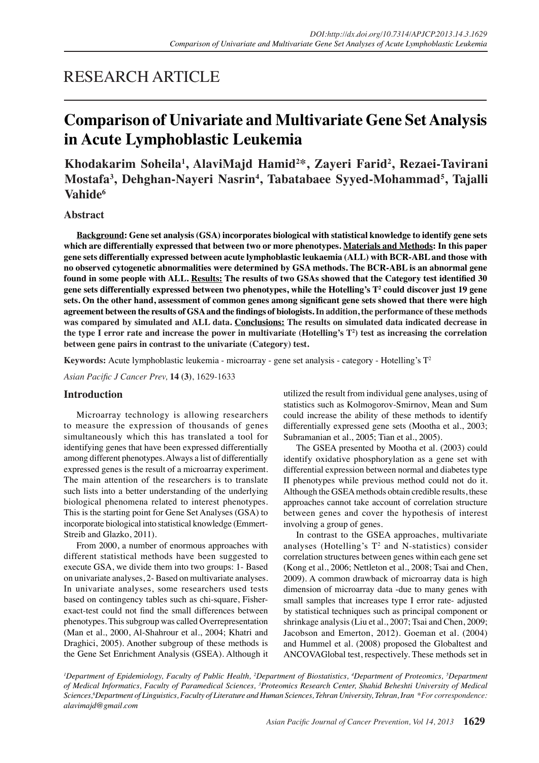RESEARCH ARTICLE

# Comparison of Univariate and Multivariate Gene Set Analysis in Acute Lymphoblastic Leukemia

**Khodakarim Soheila[1], AlaviMajd Hamid[2*], Zayeri Farid[2], Rezaei-Tavirani Mostafa[3], Dehghan-Nayeri Nasrin[4], Tabatabaee Syyed-Mohammad[5], Tajalli Vahide[6]**

## Abstract

**Background: Gene set analysis (GSA) incorporates biological with statistical knowledge to identify gene sets which are differentially expressed that between two or more phenotypes. Materials and Methods: In this paper gene sets differentially expressed between acute lymphoblastic leukaemia (ALL) with BCR-ABL and those with no observed cytogenetic abnormalities were determined by GSA methods. The BCR-ABL is an abnormal gene found in some people with ALL. Results: The results of two GSAs showed that the Category test identified 30 gene sets differentially expressed between two phenotypes, while the Hotelling's $T^2$ could discover just 19 gene sets. On the other hand, assessment of common genes among significant gene sets showed that there were high agreement between the results of GSA and the findings of biologists. In addition, the performance of these methods was compared by simulated and ALL data. Conclusions: The results on simulated data indicated decrease in the type I error rate and increase the power in multivariate (Hotelling's $T^2$) test as increasing the correlation between gene pairs in contrast to the univariate (Category) test.**

**Keywords:** Acute lymphoblastic leukemia - microarray - gene set analysis - category - Hotelling's $T^2$

*Asian Pacific J Cancer Prev,* **14 (3)**, 1629-1633

## Introduction

Microarray technology is allowing researchers to measure the expression of thousands of genes simultaneously which this has translated a tool for identifying genes that have been expressed differentially among different phenotypes. Always a list of differentially expressed genes is the result of a microarray experiment. The main attention of the researchers is to translate such lists into a better understanding of the underlying biological phenomena related to interest phenotypes. This is the starting point for Gene Set Analyses (GSA) to incorporate biological into statistical knowledge (Emmert-Streib and Glazko, 2011).

From 2000, a number of enormous approaches with different statistical methods have been suggested to execute GSA, we divide them into two groups: 1- Based on univariate analyses, 2- Based on multivariate analyses. In univariate analyses, some researchers used tests based on contingency tables such as chi-square, Fisher-exact-test could not find the small differences between phenotypes. This subgroup was called Overrepresentation (Man et al., 2000, Al-Shahrour et al., 2004; Khatri and Draghici, 2005). Another subgroup of these methods is the Gene Set Enrichment Analysis (GSEA). Although it utilized the result from individual gene analyses, using of statistics such as Kolmogorov-Smirnov, Mean and Sum could increase the ability of these methods to identify differentially expressed gene sets (Mootha et al., 2003; Subramanian et al., 2005; Tian et al., 2005).

The GSEA presented by Mootha et al. (2003) could identify oxidative phosphorylation as a gene set with differential expression between normal and diabetes type II phenotypes while previous method could not do it. Although the GSEA methods obtain credible results, these approaches cannot take account of correlation structure between genes and cover the hypothesis of interest involving a group of genes.

In contrast to the GSEA approaches, multivariate analyses (Hotelling's $T^2$ and N-statistics) consider correlation structures between genes within each gene set (Kong et al., 2006; Nettleton et al., 2008; Tsai and Chen, 2009). A common drawback of microarray data is high dimension of microarray data -due to many genes with small samples that increases type I error rate- adjusted by statistical techniques such as principal component or shrinkage analysis (Liu et al., 2007; Tsai and Chen, 2009; Jacobson and Emerton, 2012). Goeman et al. (2004) and Hummel et al. (2008) proposed the Globaltest and ANCOVAGlobal test, respectively. These methods set in

*[1]Department of Epidemiology, Faculty of Public Health, [2]Department of Biostatistics, [4]Department of Proteomics, [5]Department of Medical Informatics, Faculty of Paramedical Sciences, [3]Proteomics Research Center, Shahid Beheshti University of Medical Sciences,[6]Department of Linguistics, Faculty of Literature and Human Sciences, Tehran University, Tehran, Iran \*For correspondence: alavimajd@gmail.com*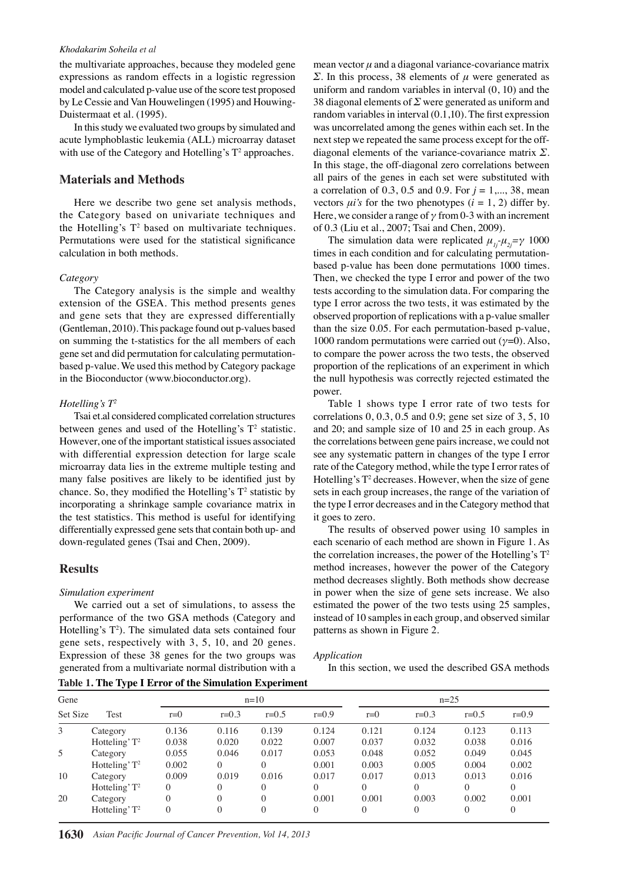the multivariate approaches, because they modeled gene expressions as random effects in a logistic regression model and calculated p-value use of the score test proposed by Le Cessie and Van Houwelingen (1995) and Houwing-Duistermaat et al. (1995).

In this study we evaluated two groups by simulated and acute lymphoblastic leukemia (ALL) microarray dataset with use of the Category and Hotelling's $T^2$ approaches.

## Materials and Methods

Here we describe two gene set analysis methods, the Category based on univariate techniques and the Hotelling's $T^2$ based on multivariate techniques. Permutations were used for the statistical significance calculation in both methods.

### *Category*

The Category analysis is the simple and wealthy extension of the GSEA. This method presents genes and gene sets that they are expressed differentially (Gentleman, 2010). This package found out p-values based on summing the t-statistics for the all members of each gene set and did permutation for calculating permutation-based p-value. We used this method by Category package in the Bioconductor (www.bioconductor.org).

### *Hotelling's $T^2$*

Tsai et.al considered complicated correlation structures between genes and used of the Hotelling's $T^2$ statistic. However, one of the important statistical issues associated with differential expression detection for large scale microarray data lies in the extreme multiple testing and many false positives are likely to be identified just by chance. So, they modified the Hotelling's $T^2$ statistic by incorporating a shrinkage sample covariance matrix in the test statistics. This method is useful for identifying differentially expressed gene sets that contain both up- and down-regulated genes (Tsai and Chen, 2009).

## Results

### *Simulation experiment*

We carried out a set of simulations, to assess the performance of the two GSA methods (Category and Hotelling's $T^2$). The simulated data sets contained four gene sets, respectively with 3, 5, 10, and 20 genes. Expression of these 38 genes for the two groups was generated from a multivariate normal distribution with a mean vector $\mu$ and a diagonal variance-covariance matrix $\Sigma$. In this process, 38 elements of $\mu$ were generated as uniform and random variables in interval (0, 10) and the 38 diagonal elements of $\Sigma$ were generated as uniform and random variables in interval (0.1,10). The first expression was uncorrelated among the genes within each set. In the next step we repeated the same process except for the off-diagonal elements of the variance-covariance matrix $\Sigma$. In this stage, the off-diagonal zero correlations between all pairs of the genes in each set were substituted with a correlation of 0.3, 0.5 and 0.9. For $j = 1,..., 38$, mean vectors $\mu i$'s for the two phenotypes ($i = 1, 2$) differ by. Here, we consider a range of $\gamma$ from 0-3 with an increment of 0.3 (Liu et al., 2007; Tsai and Chen, 2009).

The simulation data were replicated $\mu_{1j}$-$\mu_{2j}$=$\gamma$ 1000 times in each condition and for calculating permutation-based p-value has been done permutations 1000 times. Then, we checked the type I error and power of the two tests according to the simulation data. For comparing the type I error across the two tests, it was estimated by the observed proportion of replications with a p-value smaller than the size 0.05. For each permutation-based p-value, 1000 random permutations were carried out ($\gamma$=0). Also, to compare the power across the two tests, the observed proportion of the replications of an experiment in which the null hypothesis was correctly rejected estimated the power.

Table 1 shows type I error rate of two tests for correlations 0, 0.3, 0.5 and 0.9; gene set size of 3, 5, 10 and 20; and sample size of 10 and 25 in each group. As the correlations between gene pairs increase, we could not see any systematic pattern in changes of the type I error rate of the Category method, while the type I error rates of Hotelling's $T^2$ decreases. However, when the size of gene sets in each group increases, the range of the variation of the type I error decreases and in the Category method that it goes to zero.

The results of observed power using 10 samples in each scenario of each method are shown in Figure 1. As the correlation increases, the power of the Hotelling's $T^2$ method increases, however the power of the Category method decreases slightly. Both methods show decrease in power when the size of gene sets increase. We also estimated the power of the two tests using 25 samples, instead of 10 samples in each group, and observed similar patterns as shown in Figure 2.

### *Application*

In this section, we used the described GSA methods

**Table 1. The Type I Error of the Simulation Experiment**

| Gene Set Size | Test | n=10 | | | | n=25 | | | |
|---|---|---|---|---|---|---|---|---|---|
| | | r=0 | r=0.3 | r=0.5 | r=0.9 | r=0 | r=0.3 | r=0.5 | r=0.9 |
| 3 | Category | 0.136 | 0.116 | 0.139 | 0.124 | 0.121 | 0.124 | 0.123 | 0.113 |
| | Hotteling' $T^2$ | 0.038 | 0.020 | 0.022 | 0.007 | 0.037 | 0.032 | 0.038 | 0.016 |
| 5 | Category | 0.055 | 0.046 | 0.017 | 0.053 | 0.048 | 0.052 | 0.049 | 0.045 |
| | Hotteling' $T^2$ | 0.002 | 0 | 0 | 0.001 | 0.003 | 0.005 | 0.004 | 0.002 |
| 10 | Category | 0.009 | 0.019 | 0.016 | 0.017 | 0.017 | 0.013 | 0.013 | 0.016 |
| | Hotteling' $T^2$ | 0 | 0 | 0 | 0 | 0 | 0 | 0 | 0 |
| 20 | Category | 0 | 0 | 0 | 0.001 | 0.001 | 0.003 | 0.002 | 0.001 |
| | Hotteling' $T^2$ | 0 | 0 | 0 | 0 | 0 | 0 | 0 | 0 |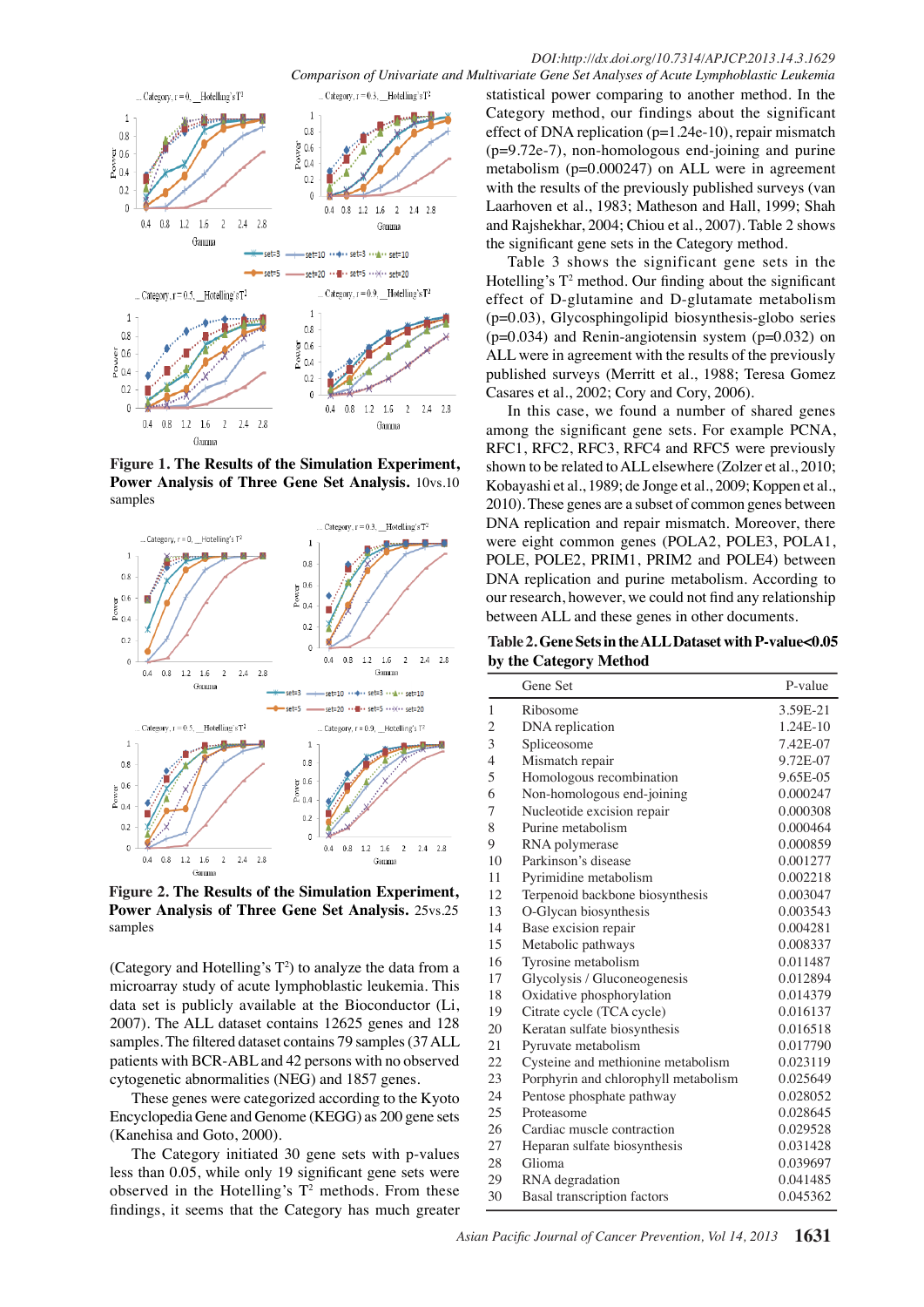**Figure 1. The Results of the Simulation Experiment, Power Analysis of Three Gene Set Analysis.** 10vs.10 samples

**Figure 2. The Results of the Simulation Experiment, Power Analysis of Three Gene Set Analysis.** 25vs.25 samples

(Category and Hotelling's $T^2$) to analyze the data from a microarray study of acute lymphoblastic leukemia. This data set is publicly available at the Bioconductor (Li, 2007). The ALL dataset contains 12625 genes and 128 samples. The filtered dataset contains 79 samples (37 ALL patients with BCR-ABL and 42 persons with no observed cytogenetic abnormalities (NEG) and 1857 genes.

These genes were categorized according to the Kyoto Encyclopedia Gene and Genome (KEGG) as 200 gene sets (Kanehisa and Goto, 2000).

The Category initiated 30 gene sets with p-values less than 0.05, while only 19 significant gene sets were observed in the Hotelling's $T^2$ methods. From these findings, it seems that the Category has much greater statistical power comparing to another method. In the Category method, our findings about the significant effect of DNA replication (p=1.24e-10), repair mismatch (p=9.72e-7), non-homologous end-joining and purine metabolism (p=0.000247) on ALL were in agreement with the results of the previously published surveys (van Laarhoven et al., 1983; Matheson and Hall, 1999; Shah and Rajshekhar, 2004; Chiou et al., 2007). Table 2 shows the significant gene sets in the Category method.

Table 3 shows the significant gene sets in the Hotelling's $T^2$ method. Our finding about the significant effect of D-glutamine and D-glutamate metabolism (p=0.03), Glycosphingolipid biosynthesis-globo series (p=0.034) and Renin-angiotensin system (p=0.032) on ALL were in agreement with the results of the previously published surveys (Merritt et al., 1988; Teresa Gomez Casares et al., 2002; Cory and Cory, 2006).

In this case, we found a number of shared genes among the significant gene sets. For example PCNA, RFC1, RFC2, RFC3, RFC4 and RFC5 were previously shown to be related to ALL elsewhere (Zolzer et al., 2010; Kobayashi et al., 1989; de Jonge et al., 2009; Koppen et al., 2010). These genes are a subset of common genes between DNA replication and repair mismatch. Moreover, there were eight common genes (POLA2, POLE3, POLA1, POLE, POLE2, PRIM1, PRIM2 and POLE4) between DNA replication and purine metabolism. According to our research, however, we could not find any relationship between ALL and these genes in other documents.

**Table 2. Gene Sets in the ALL Dataset with P-value<0.05 by the Category Method**

| | Gene Set | P-value |
|---|---|---|
| 1 | Ribosome | 3.59E-21 |
| 2 | DNA replication | 1.24E-10 |
| 3 | Spliceosome | 7.42E-07 |
| 4 | Mismatch repair | 9.72E-07 |
| 5 | Homologous recombination | 9.65E-05 |
| 6 | Non-homologous end-joining | 0.000247 |
| 7 | Nucleotide excision repair | 0.000308 |
| 8 | Purine metabolism | 0.000464 |
| 9 | RNA polymerase | 0.000859 |
| 10 | Parkinson's disease | 0.001277 |
| 11 | Pyrimidine metabolism | 0.002218 |
| 12 | Terpenoid backbone biosynthesis | 0.003047 |
| 13 | O-Glycan biosynthesis | 0.003543 |
| 14 | Base excision repair | 0.004281 |
| 15 | Metabolic pathways | 0.008337 |
| 16 | Tyrosine metabolism | 0.011487 |
| 17 | Glycolysis / Gluconeogenesis | 0.012894 |
| 18 | Oxidative phosphorylation | 0.014379 |
| 19 | Citrate cycle (TCA cycle) | 0.016137 |
| 20 | Keratan sulfate biosynthesis | 0.016518 |
| 21 | Pyruvate metabolism | 0.017790 |
| 22 | Cysteine and methionine metabolism | 0.023119 |
| 23 | Porphyrin and chlorophyll metabolism | 0.025649 |
| 24 | Pentose phosphate pathway | 0.028052 |
| 25 | Proteasome | 0.028645 |
| 26 | Cardiac muscle contraction | 0.029528 |
| 27 | Heparan sulfate biosynthesis | 0.031428 |
| 28 | Glioma | 0.039697 |
| 29 | RNA degradation | 0.041485 |
| 30 | Basal transcription factors | 0.045362 |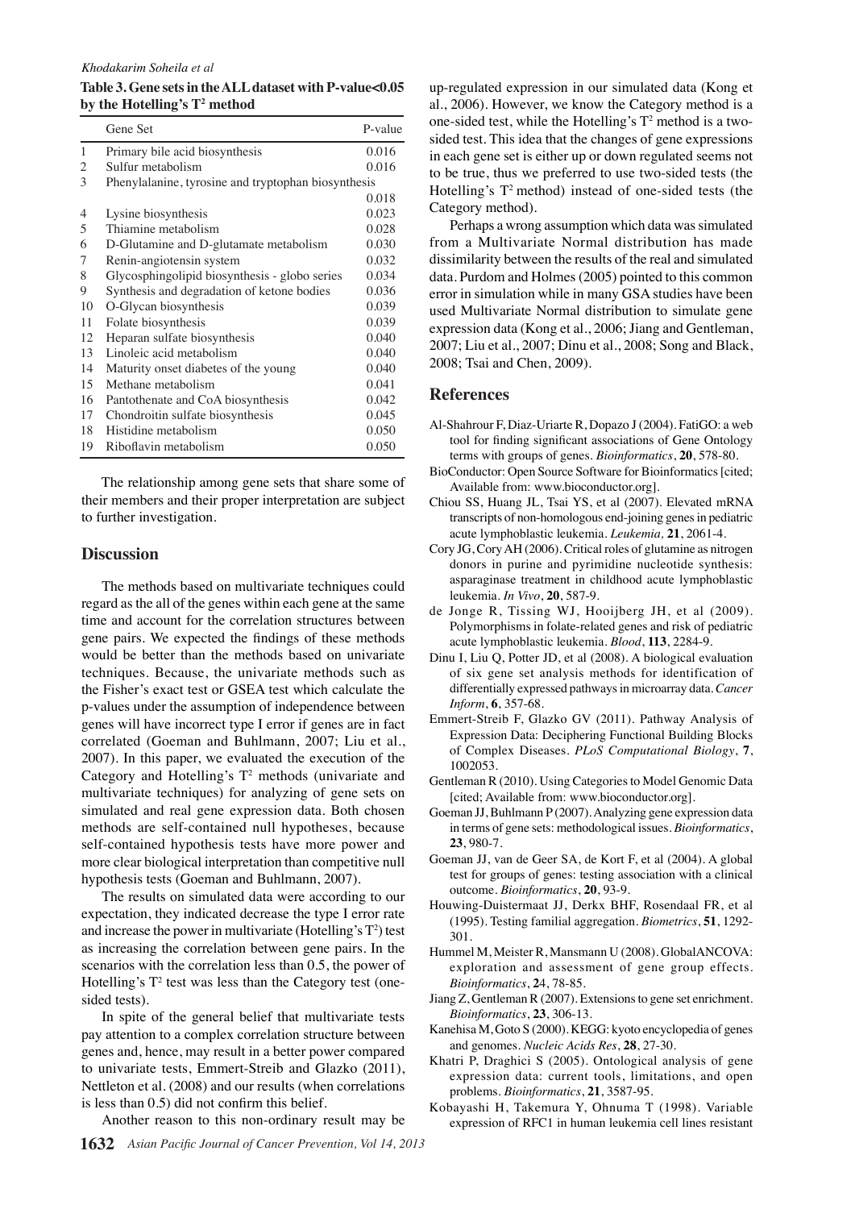**Table 3. Gene sets in the ALL dataset with P-value<0.05 by the Hotelling's $T^2$ method**

| | Gene Set | P-value |
|---|---|---|
| 1 | Primary bile acid biosynthesis | 0.016 |
| 2 | Sulfur metabolism | 0.016 |
| 3 | Phenylalanine, tyrosine and tryptophan biosynthesis | 0.018 |
| 4 | Lysine biosynthesis | 0.023 |
| 5 | Thiamine metabolism | 0.028 |
| 6 | D-Glutamine and D-glutamate metabolism | 0.030 |
| 7 | Renin-angiotensin system | 0.032 |
| 8 | Glycosphingolipid biosynthesis - globo series | 0.034 |
| 9 | Synthesis and degradation of ketone bodies | 0.036 |
| 10 | O-Glycan biosynthesis | 0.039 |
| 11 | Folate biosynthesis | 0.039 |
| 12 | Heparan sulfate biosynthesis | 0.040 |
| 13 | Linoleic acid metabolism | 0.040 |
| 14 | Maturity onset diabetes of the young | 0.040 |
| 15 | Methane metabolism | 0.041 |
| 16 | Pantothenate and CoA biosynthesis | 0.042 |
| 17 | Chondroitin sulfate biosynthesis | 0.045 |
| 18 | Histidine metabolism | 0.050 |
| 19 | Riboflavin metabolism | 0.050 |

The relationship among gene sets that share some of their members and their proper interpretation are subject to further investigation.

## Discussion

The methods based on multivariate techniques could regard as the all of the genes within each gene at the same time and account for the correlation structures between gene pairs. We expected the findings of these methods would be better than the methods based on univariate techniques. Because, the univariate methods such as the Fisher's exact test or GSEA test which calculate the p-values under the assumption of independence between genes will have incorrect type I error if genes are in fact correlated (Goeman and Buhlmann, 2007; Liu et al., 2007). In this paper, we evaluated the execution of the Category and Hotelling's $T^2$ methods (univariate and multivariate techniques) for analyzing of gene sets on simulated and real gene expression data. Both chosen methods are self-contained null hypotheses, because self-contained hypothesis tests have more power and more clear biological interpretation than competitive null hypothesis tests (Goeman and Buhlmann, 2007).

The results on simulated data were according to our expectation, they indicated decrease the type I error rate and increase the power in multivariate (Hotelling's $T^2$) test as increasing the correlation between gene pairs. In the scenarios with the correlation less than 0.5, the power of Hotelling's $T^2$ test was less than the Category test (one-sided tests).

In spite of the general belief that multivariate tests pay attention to a complex correlation structure between genes and, hence, may result in a better power compared to univariate tests, Emmert-Streib and Glazko (2011), Nettleton et al. (2008) and our results (when correlations is less than 0.5) did not confirm this belief.

Another reason to this non-ordinary result may be up-regulated expression in our simulated data (Kong et al., 2006). However, we know the Category method is a one-sided test, while the Hotelling's $T^2$ method is a two-sided test. This idea that the changes of gene expressions in each gene set is either up or down regulated seems not to be true, thus we preferred to use two-sided tests (the Hotelling's $T^2$ method) instead of one-sided tests (the Category method).

Perhaps a wrong assumption which data was simulated from a Multivariate Normal distribution has made dissimilarity between the results of the real and simulated data. Purdom and Holmes (2005) pointed to this common error in simulation while in many GSA studies have been used Multivariate Normal distribution to simulate gene expression data (Kong et al., 2006; Jiang and Gentleman, 2007; Liu et al., 2007; Dinu et al., 2008; Song and Black, 2008; Tsai and Chen, 2009).

## References

Al-Shahrour F, Diaz-Uriarte R, Dopazo J (2004). FatiGO: a web tool for finding significant associations of Gene Ontology terms with groups of genes. *Bioinformatics*, **20**, 578-80.

BioConductor: Open Source Software for Bioinformatics [cited; Available from: www.bioconductor.org].

Chiou SS, Huang JL, Tsai YS, et al (2007). Elevated mRNA transcripts of non-homologous end-joining genes in pediatric acute lymphoblastic leukemia. *Leukemia*, **21**, 2061-4.

Cory JG, Cory AH (2006). Critical roles of glutamine as nitrogen donors in purine and pyrimidine nucleotide synthesis: asparaginase treatment in childhood acute lymphoblastic leukemia. *In Vivo*, **20**, 587-9.

de Jonge R, Tissing WJ, Hooijberg JH, et al (2009). Polymorphisms in folate-related genes and risk of pediatric acute lymphoblastic leukemia. *Blood*, **113**, 2284-9.

Dinu I, Liu Q, Potter JD, et al (2008). A biological evaluation of six gene set analysis methods for identification of differentially expressed pathways in microarray data. *Cancer Inform*, **6**, 357-68.

Emmert-Streib F, Glazko GV (2011). Pathway Analysis of Expression Data: Deciphering Functional Building Blocks of Complex Diseases. *PLoS Computational Biology*, **7**, 1002053.

Gentleman R (2010). Using Categories to Model Genomic Data [cited; Available from: www.bioconductor.org].

Goeman JJ, Buhlmann P (2007). Analyzing gene expression data in terms of gene sets: methodological issues. *Bioinformatics*, **23**, 980-7.

Goeman JJ, van de Geer SA, de Kort F, et al (2004). A global test for groups of genes: testing association with a clinical outcome. *Bioinformatics*, **20**, 93-9.

Houwing-Duistermaat JJ, Derkx BHF, Rosendaal FR, et al (1995). Testing familial aggregation. *Biometrics*, **51**, 1292-301.

Hummel M, Meister R, Mansmann U (2008). GlobalANCOVA: exploration and assessment of gene group effects. *Bioinformatics*, **2**4, 78-85.

Jiang Z, Gentleman R (2007). Extensions to gene set enrichment. *Bioinformatics*, **23**, 306-13.

Kanehisa M, Goto S (2000). KEGG: kyoto encyclopedia of genes and genomes. *Nucleic Acids Res*, **28**, 27-30.

Khatri P, Draghici S (2005). Ontological analysis of gene expression data: current tools, limitations, and open problems. *Bioinformatics*, **21**, 3587-95.

Kobayashi H, Takemura Y, Ohnuma T (1998). Variable expression of RFC1 in human leukemia cell lines resistant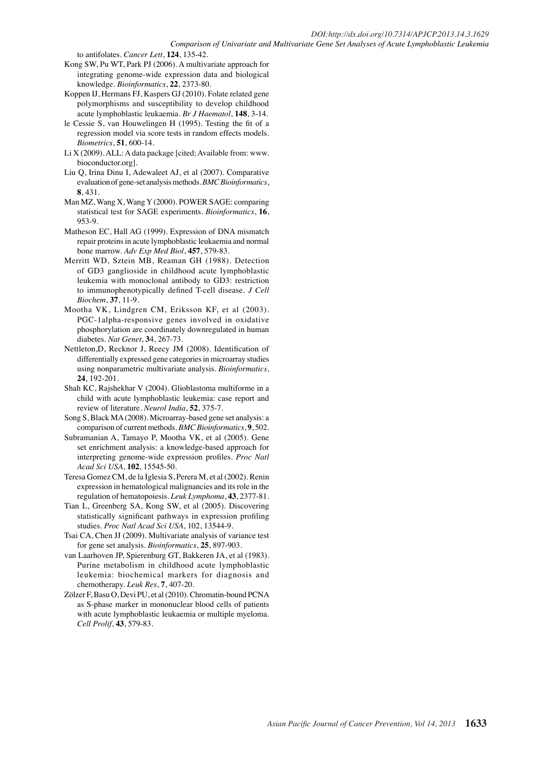to antifolates. *Cancer Lett*, **124**, 135-42.

Kong SW, Pu WT, Park PJ (2006). A multivariate approach for integrating genome-wide expression data and biological knowledge. *Bioinformatics*, **22**, 2373-80.

Koppen IJ, Hermans FJ, Kaspers GJ (2010). Folate related gene polymorphisms and susceptibility to develop childhood acute lymphoblastic leukaemia. *Br J Haematol*, **148**, 3-14.

le Cessie S, van Houwelingen H (1995). Testing the fit of a regression model via score tests in random effects models. *Biometrics*, **51**, 600-14.

Li X (2009). ALL: A data package [cited; Available from: www.bioconductor.org].

Liu Q, Irina Dinu I, Adewaleet AJ, et al (2007). Comparative evaluation of gene-set analysis methods. *BMC Bioinformatics*, **8**, 431.

Man MZ, Wang X, Wang Y (2000). POWER SAGE: comparing statistical test for SAGE experiments. *Bioinformatics*, **16**, 953-9.

Matheson EC, Hall AG (1999). Expression of DNA mismatch repair proteins in acute lymphoblastic leukaemia and normal bone marrow. *Adv Exp Med Biol*, **457**, 579-83.

Merritt WD, Sztein MB, Reaman GH (1988). Detection of GD3 ganglioside in childhood acute lymphoblastic leukemia with monoclonal antibody to GD3: restriction to immunophenotypically defined T-cell disease. *J Cell Biochem*, **37**, 11-9.

Mootha VK, Lindgren CM, Eriksson KF, et al (2003). PGC-1alpha-responsive genes involved in oxidative phosphorylation are coordinately downregulated in human diabetes. *Nat Genet*, **3**4, 267-73.

Nettleton,D, Recknor J, Reecy JM (2008). Identification of differentially expressed gene categories in microarray studies using nonparametric multivariate analysis. *Bioinformatics*, **24**, 192-201.

Shah KC, Rajshekhar V (2004). Glioblastoma multiforme in a child with acute lymphoblastic leukemia: case report and review of literature. *Neurol India*, **52**, 375-7.

Song S, Black MA (2008). Microarray-based gene set analysis: a comparison of current methods. *BMC Bioinformatics*, **9**, 502.

Subramanian A, Tamayo P, Mootha VK, et al (2005). Gene set enrichment analysis: a knowledge-based approach for interpreting genome-wide expression profiles. *Proc Natl Acad Sci USA*, **102**, 15545-50.

Teresa Gomez CM, de la Iglesia S, Perera M, et al (2002). Renin expression in hematological malignancies and its role in the regulation of hematopoiesis. *Leuk Lymphoma*, **43**, 2377-81.

Tian L, Greenberg SA, Kong SW, et al (2005). Discovering statistically significant pathways in expression profiling studies. *Proc Natl Acad Sci USA*, 102, 13544-9.

Tsai CA, Chen JJ (2009). Multivariate analysis of variance test for gene set analysis. *Bioinformatics*, **25**, 897-903.

van Laarhoven JP, Spierenburg GT, Bakkeren JA, et al (1983). Purine metabolism in childhood acute lymphoblastic leukemia: biochemical markers for diagnosis and chemotherapy. *Leuk Res*, **7**, 407-20.

Zölzer F, Basu O, Devi PU, et al (2010). Chromatin-bound PCNA as S-phase marker in mononuclear blood cells of patients with acute lymphoblastic leukaemia or multiple myeloma. *Cell Prolif*, **43**, 579-83.